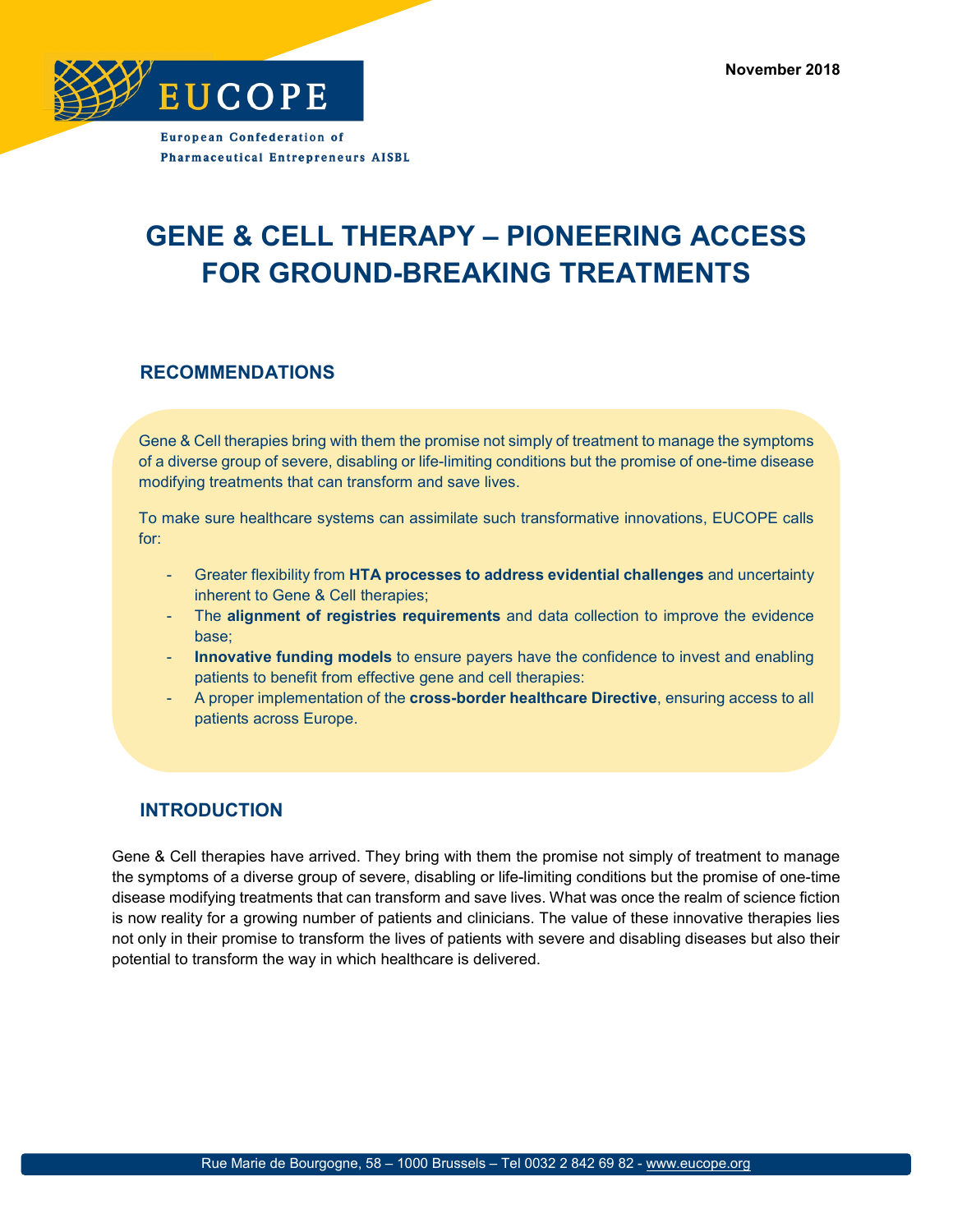November 2018

EUCOPE

European Confederation of Pharmaceutical Entrepreneurs AISBL

# GENE & CELL THERAPY – PIONEERING ACCESS FOR GROUND-BREAKING TREATMENTS

## RECOMMENDATIONS

Gene & Cell therapies bring with them the promise not simply of treatment to manage the symptoms of a diverse group of severe, disabling or life-limiting conditions but the promise of one-time disease modifying treatments that can transform and save lives.

To make sure healthcare systems can assimilate such transformative innovations, EUCOPE calls for:

- Greater flexibility from **HTA processes to address evidential challenges** and uncertainty inherent to Gene & Cell therapies;
- The **alignment of registries requirements** and data collection to improve the evidence base;
- **Innovative funding models** to ensure payers have the confidence to invest and enabling patients to benefit from effective gene and cell therapies:
- A proper implementation of the **cross-border healthcare Directive**, ensuring access to all patients across Europe.

## INTRODUCTION

Gene & Cell therapies have arrived. They bring with them the promise not simply of treatment to manage the symptoms of a diverse group of severe, disabling or life-limiting conditions but the promise of one-time disease modifying treatments that can transform and save lives. What was once the realm of science fiction is now reality for a growing number of patients and clinicians. The value of these innovative therapies lies not only in their promise to transform the lives of patients with severe and disabling diseases but also their potential to transform the way in which healthcare is delivered.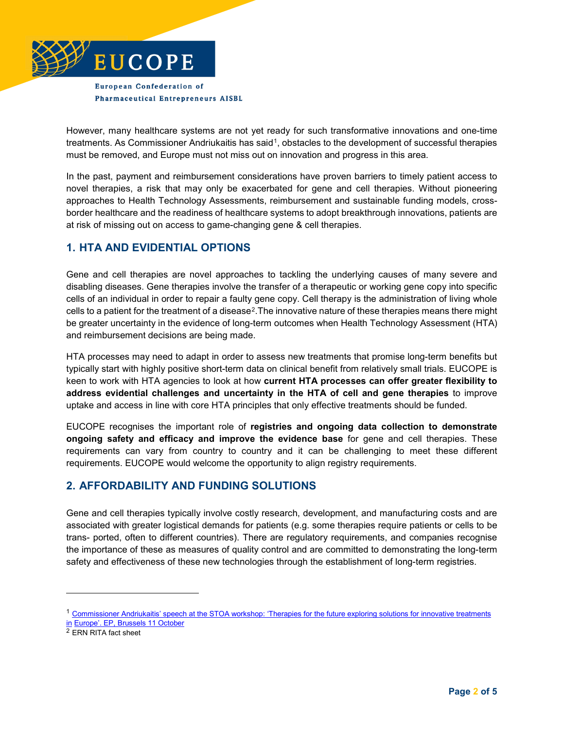However, many healthcare systems are not yet ready for such transformative innovations and one-time treatments. As Commissioner Andriukaitis has said[1], obstacles to the development of successful therapies must be removed, and Europe must not miss out on innovation and progress in this area.

In the past, payment and reimbursement considerations have proven barriers to timely patient access to novel therapies, a risk that may only be exacerbated for gene and cell therapies. Without pioneering approaches to Health Technology Assessments, reimbursement and sustainable funding models, cross-border healthcare and the readiness of healthcare systems to adopt breakthrough innovations, patients are at risk of missing out on access to game-changing gene & cell therapies.

## 1. HTA AND EVIDENTIAL OPTIONS

Gene and cell therapies are novel approaches to tackling the underlying causes of many severe and disabling diseases. Gene therapies involve the transfer of a therapeutic or working gene copy into specific cells of an individual in order to repair a faulty gene copy. Cell therapy is the administration of living whole cells to a patient for the treatment of a disease[2].The innovative nature of these therapies means there might be greater uncertainty in the evidence of long-term outcomes when Health Technology Assessment (HTA) and reimbursement decisions are being made.

HTA processes may need to adapt in order to assess new treatments that promise long-term benefits but typically start with highly positive short-term data on clinical benefit from relatively small trials. EUCOPE is keen to work with HTA agencies to look at how **current HTA processes can offer greater flexibility to address evidential challenges and uncertainty in the HTA of cell and gene therapies** to improve uptake and access in line with core HTA principles that only effective treatments should be funded.

EUCOPE recognises the important role of **registries and ongoing data collection to demonstrate ongoing safety and efficacy and improve the evidence base** for gene and cell therapies. These requirements can vary from country to country and it can be challenging to meet these different requirements. EUCOPE would welcome the opportunity to align registry requirements.

## 2. AFFORDABILITY AND FUNDING SOLUTIONS

Gene and cell therapies typically involve costly research, development, and manufacturing costs and are associated with greater logistical demands for patients (e.g. some therapies require patients or cells to be trans- ported, often to different countries). There are regulatory requirements, and companies recognise the importance of these as measures of quality control and are committed to demonstrating the long-term safety and effectiveness of these new technologies through the establishment of long-term registries.

---

[1] Commissioner Andriukaitis' speech at the STOA workshop: 'Therapies for the future exploring solutions for innovative treatments in Europe'. EP, Brussels 11 October

[2] ERN RITA fact sheet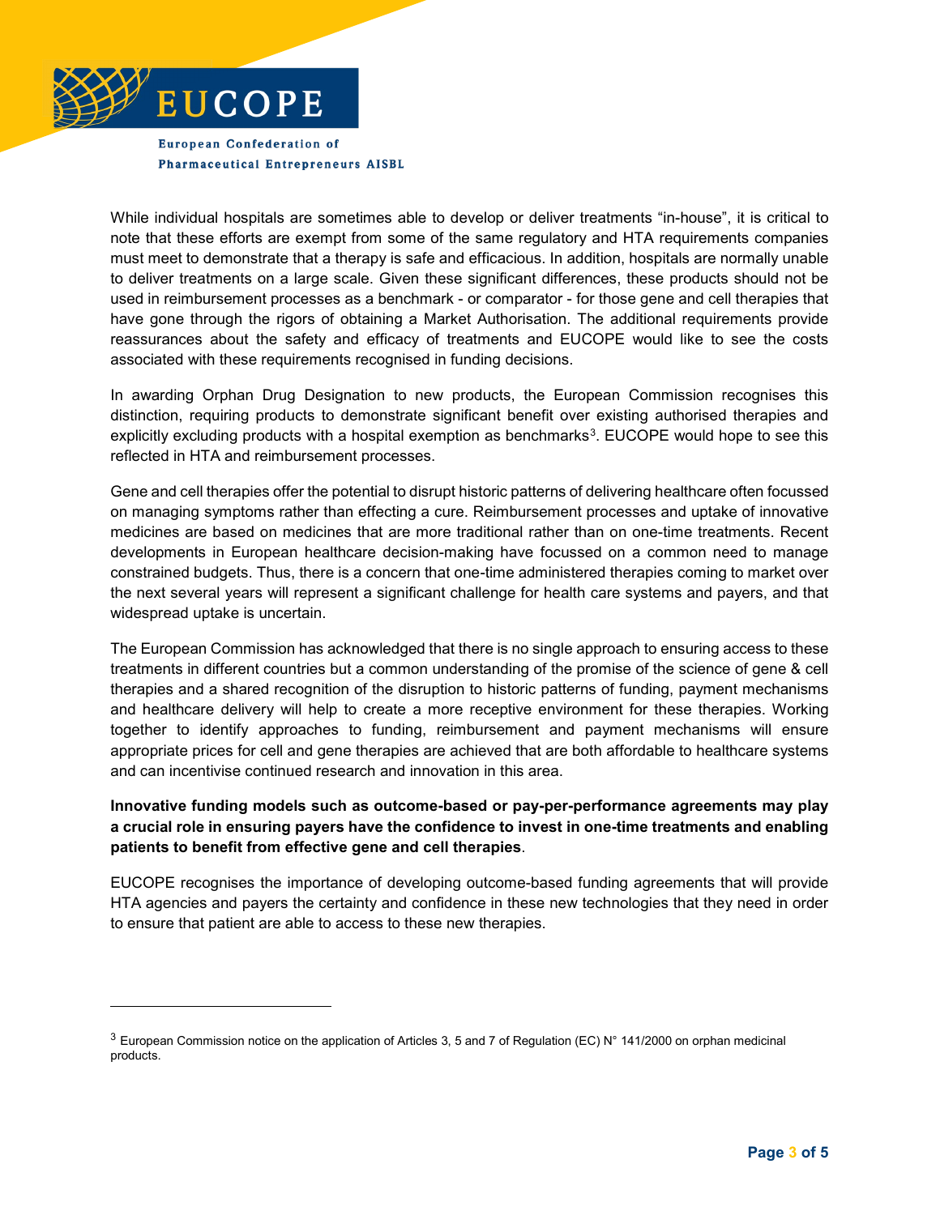While individual hospitals are sometimes able to develop or deliver treatments “in-house”, it is critical to note that these efforts are exempt from some of the same regulatory and HTA requirements companies must meet to demonstrate that a therapy is safe and efficacious. In addition, hospitals are normally unable to deliver treatments on a large scale. Given these significant differences, these products should not be used in reimbursement processes as a benchmark - or comparator - for those gene and cell therapies that have gone through the rigors of obtaining a Market Authorisation. The additional requirements provide reassurances about the safety and efficacy of treatments and EUCOPE would like to see the costs associated with these requirements recognised in funding decisions.

In awarding Orphan Drug Designation to new products, the European Commission recognises this distinction, requiring products to demonstrate significant benefit over existing authorised therapies and explicitly excluding products with a hospital exemption as benchmarks[3]. EUCOPE would hope to see this reflected in HTA and reimbursement processes.

Gene and cell therapies offer the potential to disrupt historic patterns of delivering healthcare often focussed on managing symptoms rather than effecting a cure. Reimbursement processes and uptake of innovative medicines are based on medicines that are more traditional rather than on one-time treatments. Recent developments in European healthcare decision-making have focussed on a common need to manage constrained budgets. Thus, there is a concern that one-time administered therapies coming to market over the next several years will represent a significant challenge for health care systems and payers, and that widespread uptake is uncertain.

The European Commission has acknowledged that there is no single approach to ensuring access to these treatments in different countries but a common understanding of the promise of the science of gene & cell therapies and a shared recognition of the disruption to historic patterns of funding, payment mechanisms and healthcare delivery will help to create a more receptive environment for these therapies. Working together to identify approaches to funding, reimbursement and payment mechanisms will ensure appropriate prices for cell and gene therapies are achieved that are both affordable to healthcare systems and can incentivise continued research and innovation in this area.

**Innovative funding models such as outcome-based or pay-per-performance agreements may play a crucial role in ensuring payers have the confidence to invest in one-time treatments and enabling patients to benefit from effective gene and cell therapies**.

EUCOPE recognises the importance of developing outcome-based funding agreements that will provide HTA agencies and payers the certainty and confidence in these new technologies that they need in order to ensure that patient are able to access to these new therapies.

---

[3] European Commission notice on the application of Articles 3, 5 and 7 of Regulation (EC) N° 141/2000 on orphan medicinal products.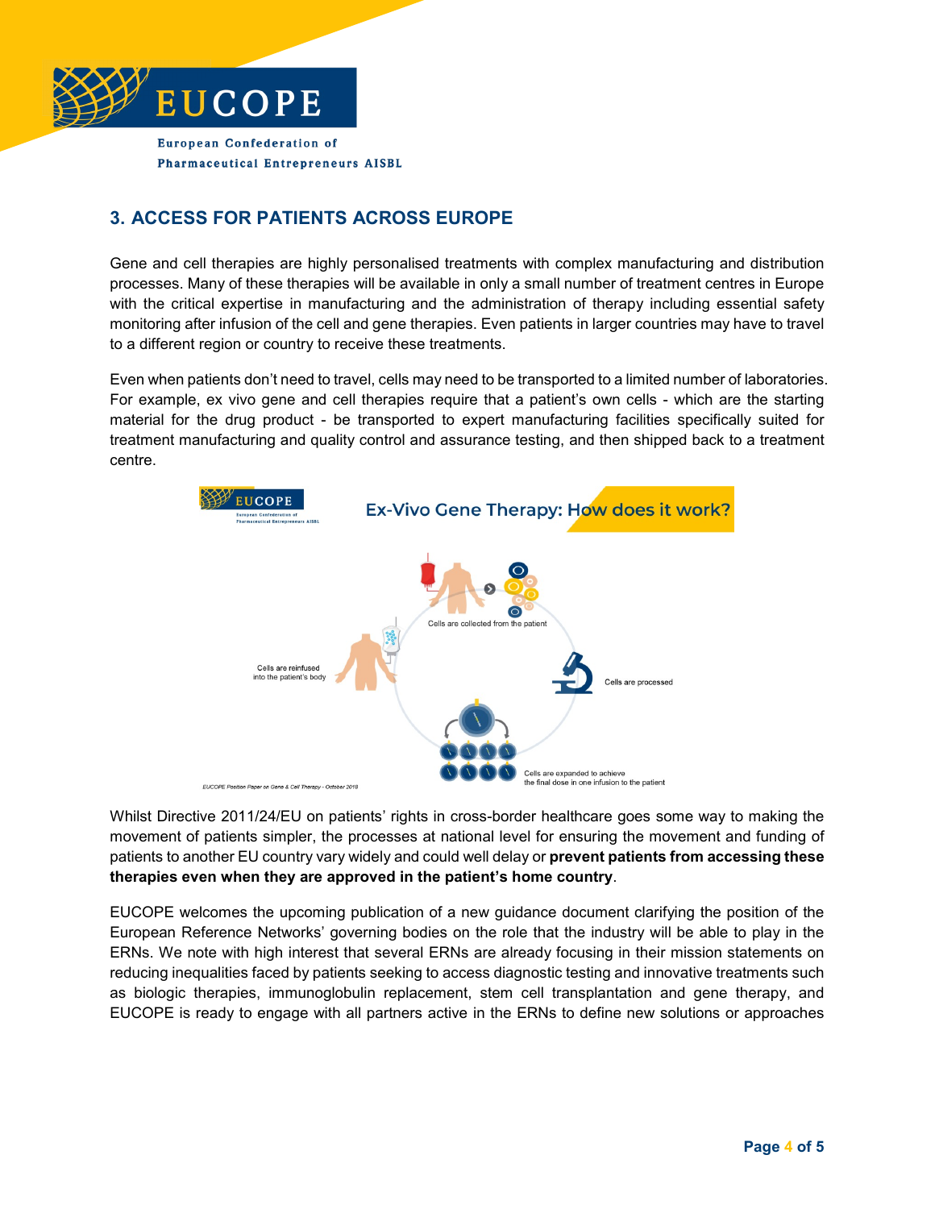## 3. ACCESS FOR PATIENTS ACROSS EUROPE

Gene and cell therapies are highly personalised treatments with complex manufacturing and distribution processes. Many of these therapies will be available in only a small number of treatment centres in Europe with the critical expertise in manufacturing and the administration of therapy including essential safety monitoring after infusion of the cell and gene therapies. Even patients in larger countries may have to travel to a different region or country to receive these treatments.

Even when patients don't need to travel, cells may need to be transported to a limited number of laboratories. For example, ex vivo gene and cell therapies require that a patient's own cells - which are the starting material for the drug product - be transported to expert manufacturing facilities specifically suited for treatment manufacturing and quality control and assurance testing, and then shipped back to a treatment centre.

Whilst Directive 2011/24/EU on patients' rights in cross-border healthcare goes some way to making the movement of patients simpler, the processes at national level for ensuring the movement and funding of patients to another EU country vary widely and could well delay or **prevent patients from accessing these therapies even when they are approved in the patient's home country**.

EUCOPE welcomes the upcoming publication of a new guidance document clarifying the position of the European Reference Networks' governing bodies on the role that the industry will be able to play in the ERNs. We note with high interest that several ERNs are already focusing in their mission statements on reducing inequalities faced by patients seeking to access diagnostic testing and innovative treatments such as biologic therapies, immunoglobulin replacement, stem cell transplantation and gene therapy, and EUCOPE is ready to engage with all partners active in the ERNs to define new solutions or approaches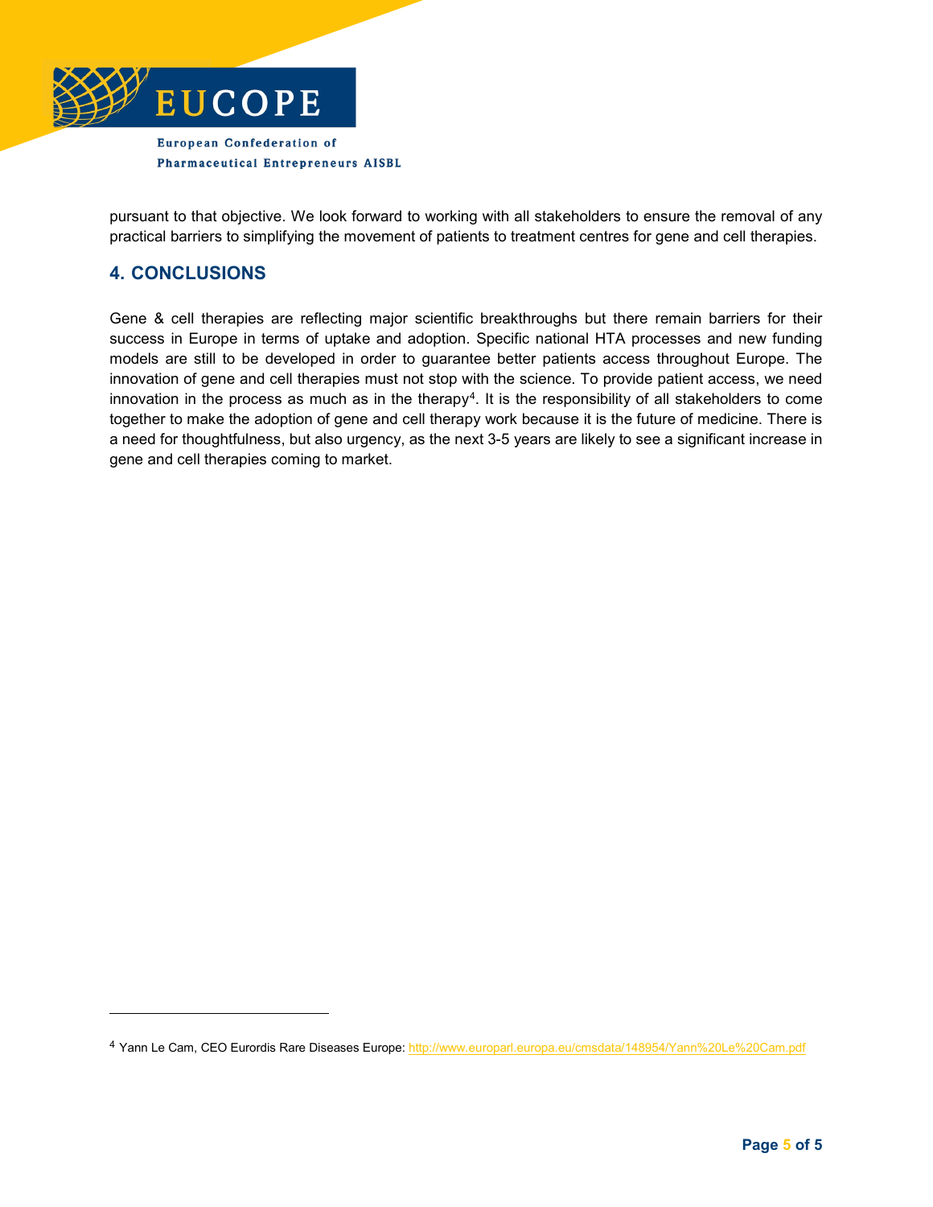pursuant to that objective. We look forward to working with all stakeholders to ensure the removal of any practical barriers to simplifying the movement of patients to treatment centres for gene and cell therapies.

## 4. CONCLUSIONS

Gene & cell therapies are reflecting major scientific breakthroughs but there remain barriers for their success in Europe in terms of uptake and adoption. Specific national HTA processes and new funding models are still to be developed in order to guarantee better patients access throughout Europe. The innovation of gene and cell therapies must not stop with the science. To provide patient access, we need innovation in the process as much as in the therapy[4]. It is the responsibility of all stakeholders to come together to make the adoption of gene and cell therapy work because it is the future of medicine. There is a need for thoughtfulness, but also urgency, as the next 3-5 years are likely to see a significant increase in gene and cell therapies coming to market.

---

[4] Yann Le Cam, CEO Eurordis Rare Diseases Europe: http://www.europarl.europa.eu/cmsdata/148954/Yann%20Le%20Cam.pdf